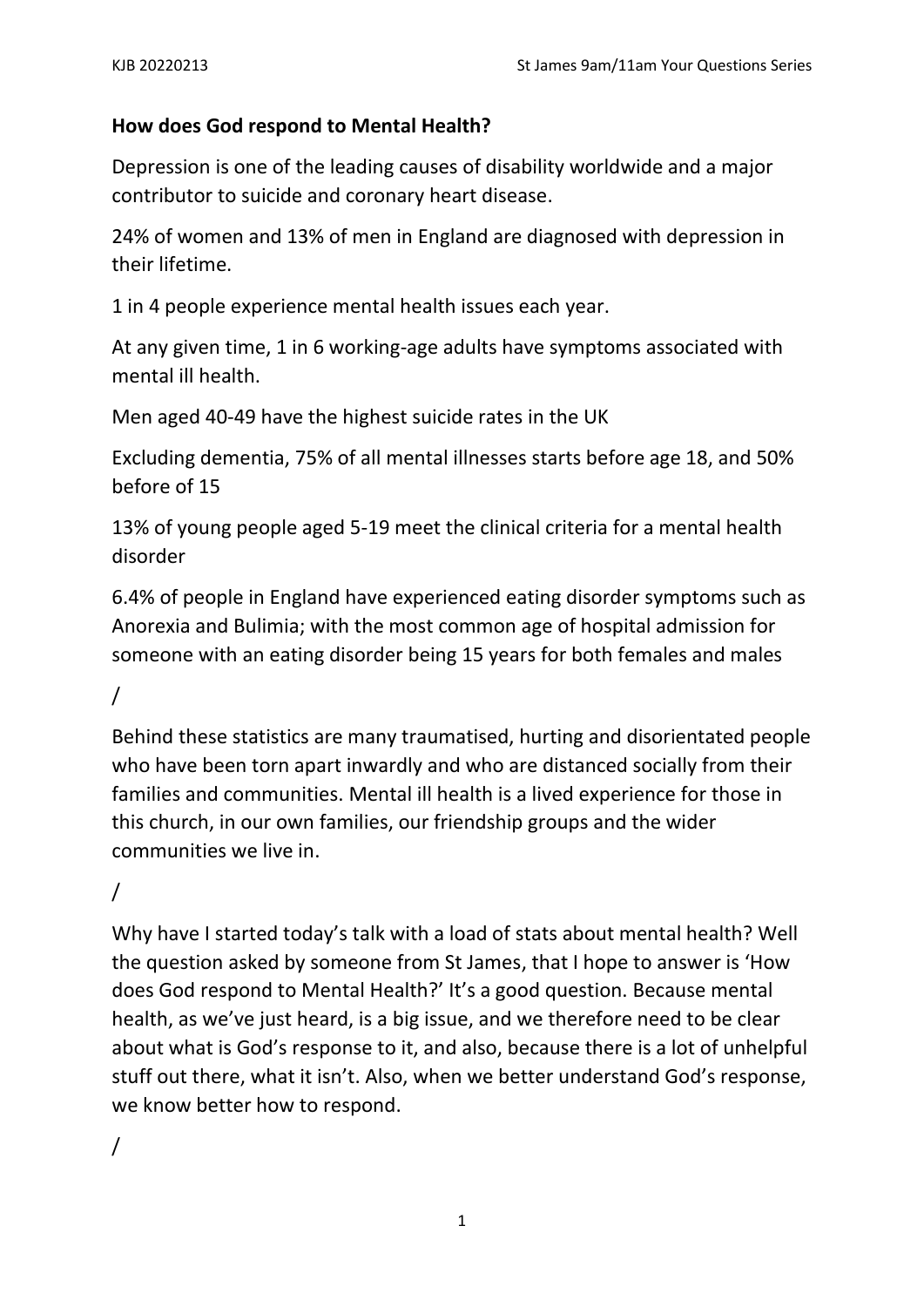**How does God respond to Mental Health?**

Depression is one of the leading causes of disability worldwide and a major contributor to suicide and coronary heart disease.

24% of women and 13% of men in England are diagnosed with depression in their lifetime.

1 in 4 people experience mental health issues each year.

At any given time, 1 in 6 working-age adults have symptoms associated with mental ill health.

Men aged 40-49 have the highest suicide rates in the UK

Excluding dementia, 75% of all mental illnesses starts before age 18, and 50% before of 15

13% of young people aged 5-19 meet the clinical criteria for a mental health disorder

6.4% of people in England have experienced eating disorder symptoms such as Anorexia and Bulimia; with the most common age of hospital admission for someone with an eating disorder being 15 years for both females and males

/

Behind these statistics are many traumatised, hurting and disorientated people who have been torn apart inwardly and who are distanced socially from their families and communities. Mental ill health is a lived experience for those in this church, in our own families, our friendship groups and the wider communities we live in.

/

Why have I started today's talk with a load of stats about mental health? Well the question asked by someone from St James, that I hope to answer is 'How does God respond to Mental Health?' It's a good question. Because mental health, as we've just heard, is a big issue, and we therefore need to be clear about what is God's response to it, and also, because there is a lot of unhelpful stuff out there, what it isn't. Also, when we better understand God's response, we know better how to respond.

/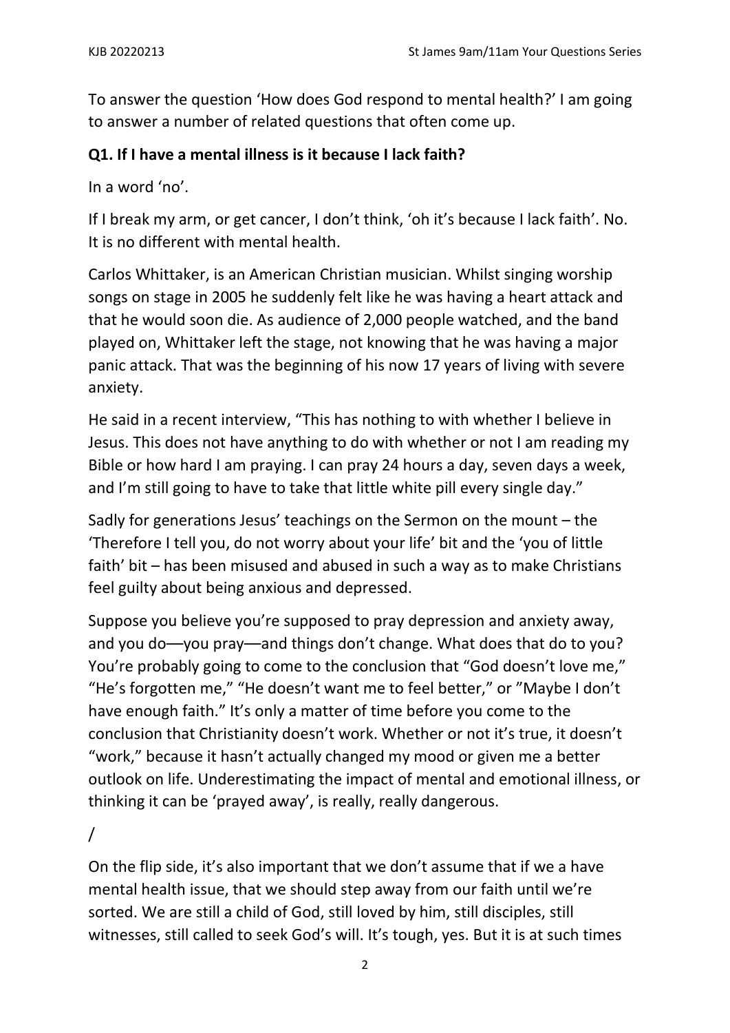To answer the question 'How does God respond to mental health?' I am going to answer a number of related questions that often come up.

**Q1. If I have a mental illness is it because I lack faith?**

In a word 'no'.

If I break my arm, or get cancer, I don't think, 'oh it's because I lack faith'. No. It is no different with mental health.

Carlos Whittaker, is an American Christian musician. Whilst singing worship songs on stage in 2005 he suddenly felt like he was having a heart attack and that he would soon die. As audience of 2,000 people watched, and the band played on, Whittaker left the stage, not knowing that he was having a major panic attack. That was the beginning of his now 17 years of living with severe anxiety.

He said in a recent interview, "This has nothing to with whether I believe in Jesus. This does not have anything to do with whether or not I am reading my Bible or how hard I am praying. I can pray 24 hours a day, seven days a week, and I'm still going to have to take that little white pill every single day."

Sadly for generations Jesus' teachings on the Sermon on the mount – the 'Therefore I tell you, do not worry about your life' bit and the 'you of little faith' bit – has been misused and abused in such a way as to make Christians feel guilty about being anxious and depressed.

Suppose you believe you're supposed to pray depression and anxiety away, and you do—you pray—and things don't change. What does that do to you? You're probably going to come to the conclusion that "God doesn't love me," "He's forgotten me," "He doesn't want me to feel better," or "Maybe I don't have enough faith." It's only a matter of time before you come to the conclusion that Christianity doesn't work. Whether or not it's true, it doesn't "work," because it hasn't actually changed my mood or given me a better outlook on life. Underestimating the impact of mental and emotional illness, or thinking it can be 'prayed away', is really, really dangerous.

/

On the flip side, it's also important that we don't assume that if we a have mental health issue, that we should step away from our faith until we're sorted. We are still a child of God, still loved by him, still disciples, still witnesses, still called to seek God's will. It's tough, yes. But it is at such times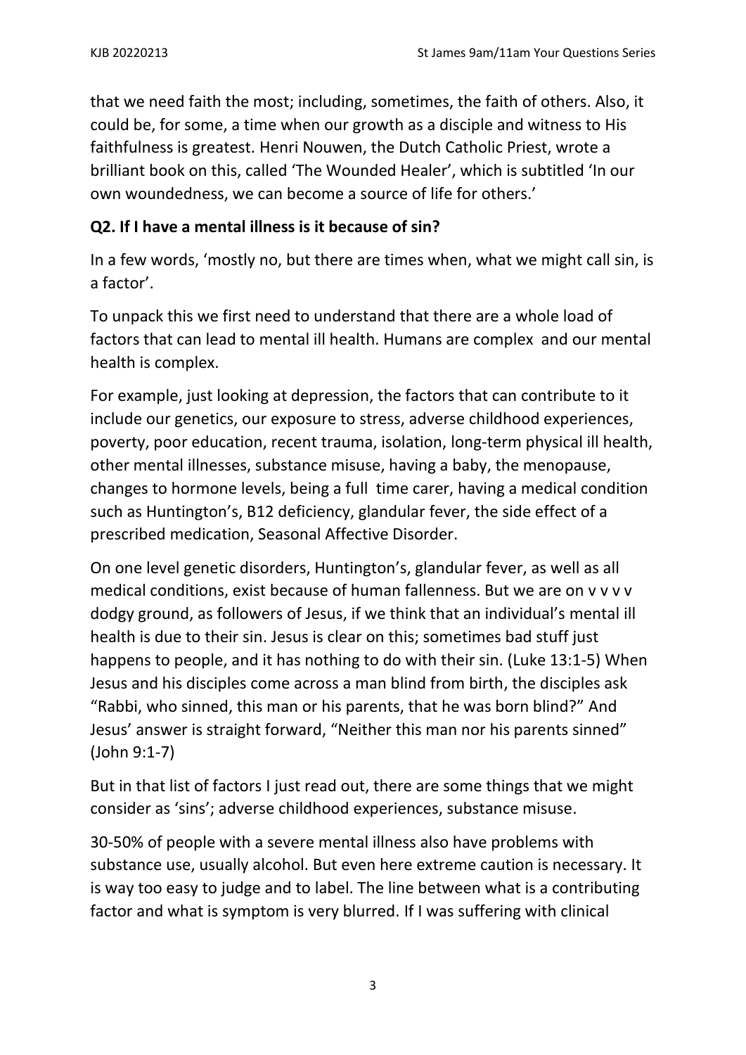that we need faith the most; including, sometimes, the faith of others. Also, it could be, for some, a time when our growth as a disciple and witness to His faithfulness is greatest. Henri Nouwen, the Dutch Catholic Priest, wrote a brilliant book on this, called 'The Wounded Healer', which is subtitled 'In our own woundedness, we can become a source of life for others.'

**Q2. If I have a mental illness is it because of sin?**

In a few words, 'mostly no, but there are times when, what we might call sin, is a factor'.

To unpack this we first need to understand that there are a whole load of factors that can lead to mental ill health. Humans are complex and our mental health is complex.

For example, just looking at depression, the factors that can contribute to it include our genetics, our exposure to stress, adverse childhood experiences, poverty, poor education, recent trauma, isolation, long-term physical ill health, other mental illnesses, substance misuse, having a baby, the menopause, changes to hormone levels, being a full time carer, having a medical condition such as Huntington's, B12 deficiency, glandular fever, the side effect of a prescribed medication, Seasonal Affective Disorder.

On one level genetic disorders, Huntington's, glandular fever, as well as all medical conditions, exist because of human fallenness. But we are on v v v v dodgy ground, as followers of Jesus, if we think that an individual's mental ill health is due to their sin. Jesus is clear on this; sometimes bad stuff just happens to people, and it has nothing to do with their sin. (Luke 13:1-5) When Jesus and his disciples come across a man blind from birth, the disciples ask "Rabbi, who sinned, this man or his parents, that he was born blind?" And Jesus' answer is straight forward, "Neither this man nor his parents sinned" (John 9:1-7)

But in that list of factors I just read out, there are some things that we might consider as 'sins'; adverse childhood experiences, substance misuse.

30-50% of people with a severe mental illness also have problems with substance use, usually alcohol. But even here extreme caution is necessary. It is way too easy to judge and to label. The line between what is a contributing factor and what is symptom is very blurred. If I was suffering with clinical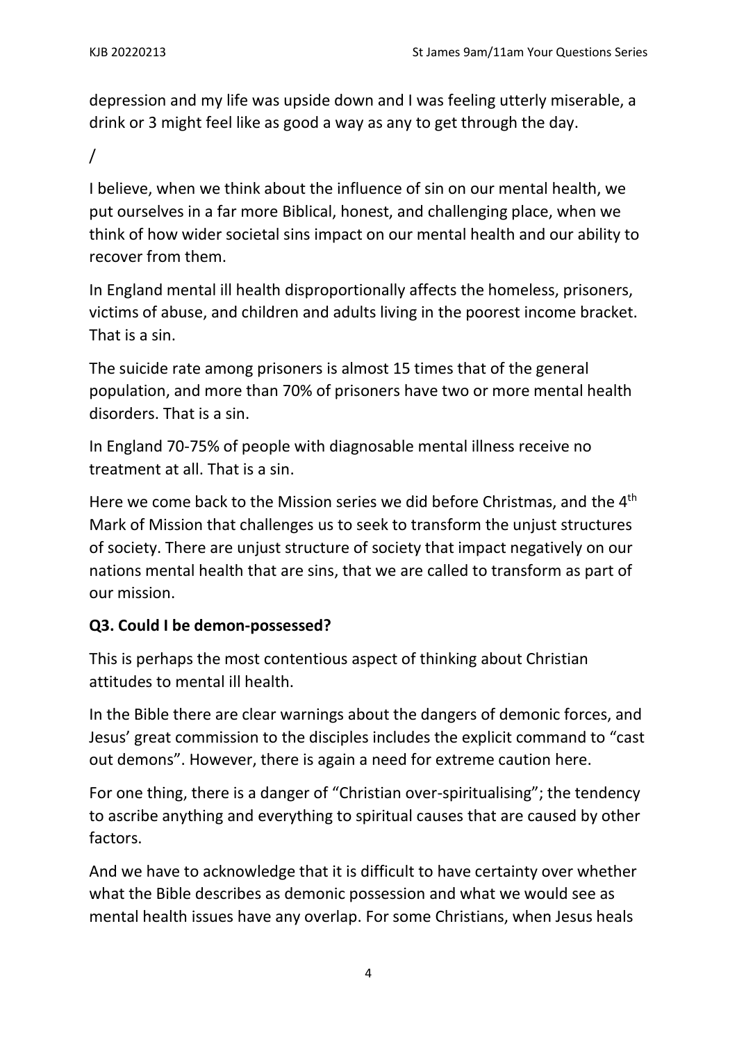depression and my life was upside down and I was feeling utterly miserable, a drink or 3 might feel like as good a way as any to get through the day.

/

I believe, when we think about the influence of sin on our mental health, we put ourselves in a far more Biblical, honest, and challenging place, when we think of how wider societal sins impact on our mental health and our ability to recover from them.

In England mental ill health disproportionally affects the homeless, prisoners, victims of abuse, and children and adults living in the poorest income bracket. That is a sin.

The suicide rate among prisoners is almost 15 times that of the general population, and more than 70% of prisoners have two or more mental health disorders. That is a sin.

In England 70-75% of people with diagnosable mental illness receive no treatment at all. That is a sin.

Here we come back to the Mission series we did before Christmas, and the 4th Mark of Mission that challenges us to seek to transform the unjust structures of society. There are unjust structure of society that impact negatively on our nations mental health that are sins, that we are called to transform as part of our mission.

**Q3. Could I be demon-possessed?**

This is perhaps the most contentious aspect of thinking about Christian attitudes to mental ill health.

In the Bible there are clear warnings about the dangers of demonic forces, and Jesus' great commission to the disciples includes the explicit command to "cast out demons". However, there is again a need for extreme caution here.

For one thing, there is a danger of "Christian over-spiritualising"; the tendency to ascribe anything and everything to spiritual causes that are caused by other factors.

And we have to acknowledge that it is difficult to have certainty over whether what the Bible describes as demonic possession and what we would see as mental health issues have any overlap. For some Christians, when Jesus heals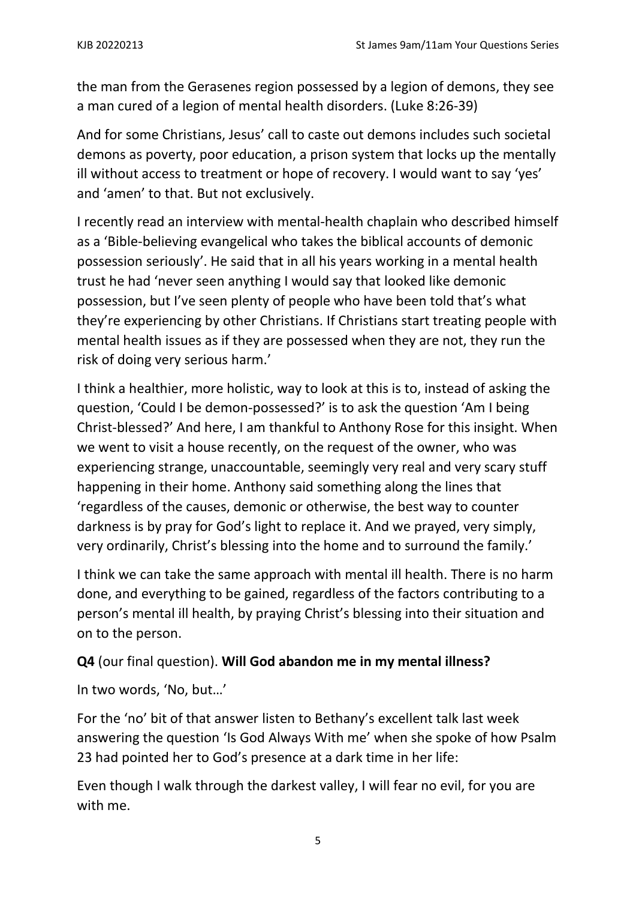the man from the Gerasenes region possessed by a legion of demons, they see a man cured of a legion of mental health disorders. (Luke 8:26-39)

And for some Christians, Jesus' call to caste out demons includes such societal demons as poverty, poor education, a prison system that locks up the mentally ill without access to treatment or hope of recovery. I would want to say 'yes' and 'amen' to that. But not exclusively.

I recently read an interview with mental-health chaplain who described himself as a 'Bible-believing evangelical who takes the biblical accounts of demonic possession seriously'. He said that in all his years working in a mental health trust he had 'never seen anything I would say that looked like demonic possession, but I've seen plenty of people who have been told that's what they're experiencing by other Christians. If Christians start treating people with mental health issues as if they are possessed when they are not, they run the risk of doing very serious harm.'

I think a healthier, more holistic, way to look at this is to, instead of asking the question, 'Could I be demon-possessed?' is to ask the question 'Am I being Christ-blessed?' And here, I am thankful to Anthony Rose for this insight. When we went to visit a house recently, on the request of the owner, who was experiencing strange, unaccountable, seemingly very real and very scary stuff happening in their home. Anthony said something along the lines that 'regardless of the causes, demonic or otherwise, the best way to counter darkness is by pray for God's light to replace it. And we prayed, very simply, very ordinarily, Christ's blessing into the home and to surround the family.'

I think we can take the same approach with mental ill health. There is no harm done, and everything to be gained, regardless of the factors contributing to a person's mental ill health, by praying Christ's blessing into their situation and on to the person.

**Q4** (our final question). **Will God abandon me in my mental illness?**

In two words, 'No, but…'

For the 'no' bit of that answer listen to Bethany's excellent talk last week answering the question 'Is God Always With me' when she spoke of how Psalm 23 had pointed her to God's presence at a dark time in her life:

Even though I walk through the darkest valley, I will fear no evil, for you are with me.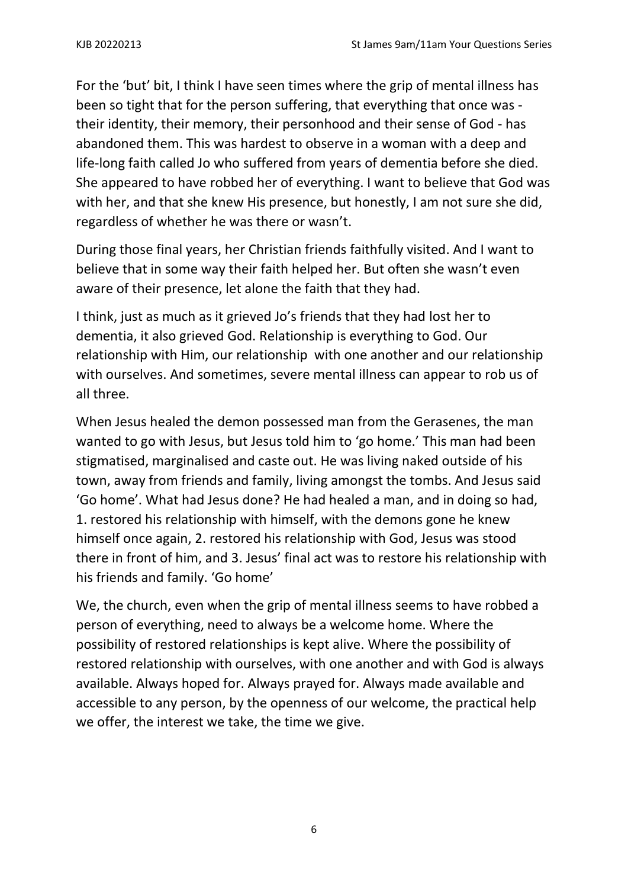For the 'but' bit, I think I have seen times where the grip of mental illness has been so tight that for the person suffering, that everything that once was - their identity, their memory, their personhood and their sense of God - has abandoned them. This was hardest to observe in a woman with a deep and life-long faith called Jo who suffered from years of dementia before she died. She appeared to have robbed her of everything. I want to believe that God was with her, and that she knew His presence, but honestly, I am not sure she did, regardless of whether he was there or wasn't.

During those final years, her Christian friends faithfully visited. And I want to believe that in some way their faith helped her. But often she wasn't even aware of their presence, let alone the faith that they had.

I think, just as much as it grieved Jo's friends that they had lost her to dementia, it also grieved God. Relationship is everything to God. Our relationship with Him, our relationship with one another and our relationship with ourselves. And sometimes, severe mental illness can appear to rob us of all three.

When Jesus healed the demon possessed man from the Gerasenes, the man wanted to go with Jesus, but Jesus told him to 'go home.' This man had been stigmatised, marginalised and caste out. He was living naked outside of his town, away from friends and family, living amongst the tombs. And Jesus said 'Go home'. What had Jesus done? He had healed a man, and in doing so had, 1. restored his relationship with himself, with the demons gone he knew himself once again, 2. restored his relationship with God, Jesus was stood there in front of him, and 3. Jesus' final act was to restore his relationship with his friends and family. 'Go home'

We, the church, even when the grip of mental illness seems to have robbed a person of everything, need to always be a welcome home. Where the possibility of restored relationships is kept alive. Where the possibility of restored relationship with ourselves, with one another and with God is always available. Always hoped for. Always prayed for. Always made available and accessible to any person, by the openness of our welcome, the practical help we offer, the interest we take, the time we give.